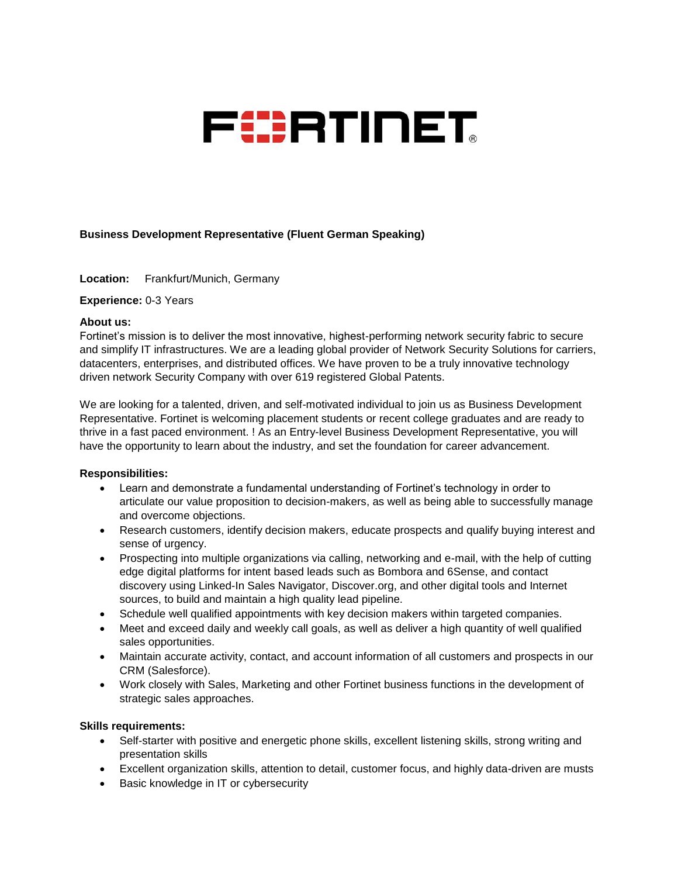# FORTINET

**Business Development Representative (Fluent German Speaking)**

**Location:** Frankfurt/Munich, Germany

**Experience:** 0-3 Years

**About us:**

Fortinet's mission is to deliver the most innovative, highest-performing network security fabric to secure and simplify IT infrastructures. We are a leading global provider of Network Security Solutions for carriers, datacenters, enterprises, and distributed offices. We have proven to be a truly innovative technology driven network Security Company with over 619 registered Global Patents.

We are looking for a talented, driven, and self-motivated individual to join us as Business Development Representative. Fortinet is welcoming placement students or recent college graduates and are ready to thrive in a fast paced environment. ! As an Entry-level Business Development Representative, you will have the opportunity to learn about the industry, and set the foundation for career advancement.

**Responsibilities:**

- Learn and demonstrate a fundamental understanding of Fortinet's technology in order to articulate our value proposition to decision-makers, as well as being able to successfully manage and overcome objections.
- Research customers, identify decision makers, educate prospects and qualify buying interest and sense of urgency.
- Prospecting into multiple organizations via calling, networking and e-mail, with the help of cutting edge digital platforms for intent based leads such as Bombora and 6Sense, and contact discovery using Linked-In Sales Navigator, Discover.org, and other digital tools and Internet sources, to build and maintain a high quality lead pipeline.
- Schedule well qualified appointments with key decision makers within targeted companies.
- Meet and exceed daily and weekly call goals, as well as deliver a high quantity of well qualified sales opportunities.
- Maintain accurate activity, contact, and account information of all customers and prospects in our CRM (Salesforce).
- Work closely with Sales, Marketing and other Fortinet business functions in the development of strategic sales approaches.

**Skills requirements:**

- Self-starter with positive and energetic phone skills, excellent listening skills, strong writing and presentation skills
- Excellent organization skills, attention to detail, customer focus, and highly data-driven are musts
- Basic knowledge in IT or cybersecurity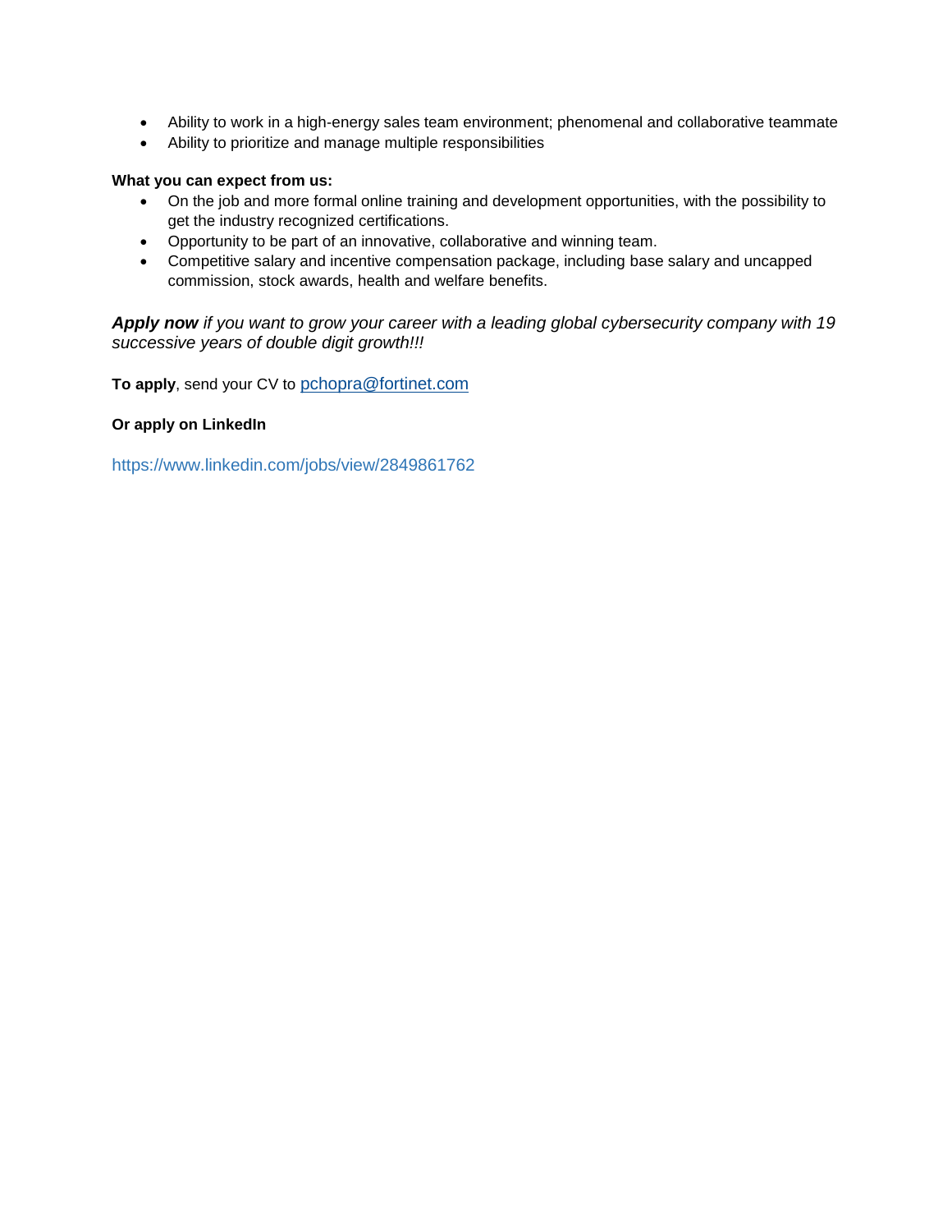- Ability to work in a high-energy sales team environment; phenomenal and collaborative teammate
- Ability to prioritize and manage multiple responsibilities

**What you can expect from us:**

- On the job and more formal online training and development opportunities, with the possibility to get the industry recognized certifications.
- Opportunity to be part of an innovative, collaborative and winning team.
- Competitive salary and incentive compensation package, including base salary and uncapped commission, stock awards, health and welfare benefits.

***Apply now*** *if you want to grow your career with a leading global cybersecurity company with 19 successive years of double digit growth!!!*

**To apply**, send your CV to pchopra@fortinet.com

**Or apply on LinkedIn**

https://www.linkedin.com/jobs/view/2849861762